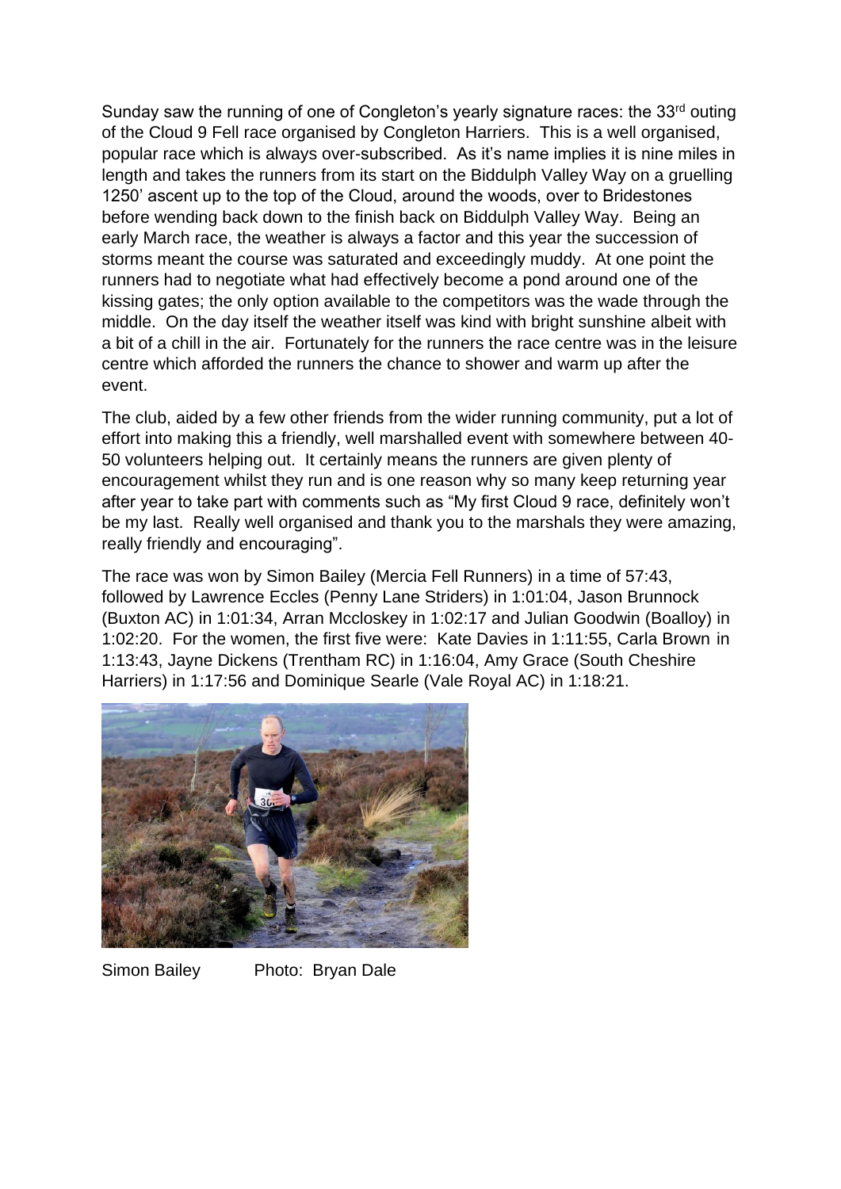Sunday saw the running of one of Congleton's yearly signature races: the 33[rd] outing of the Cloud 9 Fell race organised by Congleton Harriers. This is a well organised, popular race which is always over-subscribed. As it's name implies it is nine miles in length and takes the runners from its start on the Biddulph Valley Way on a gruelling 1250' ascent up to the top of the Cloud, around the woods, over to Bridestones before wending back down to the finish back on Biddulph Valley Way. Being an early March race, the weather is always a factor and this year the succession of storms meant the course was saturated and exceedingly muddy. At one point the runners had to negotiate what had effectively become a pond around one of the kissing gates; the only option available to the competitors was the wade through the middle. On the day itself the weather itself was kind with bright sunshine albeit with a bit of a chill in the air. Fortunately for the runners the race centre was in the leisure centre which afforded the runners the chance to shower and warm up after the event.

The club, aided by a few other friends from the wider running community, put a lot of effort into making this a friendly, well marshalled event with somewhere between 40-50 volunteers helping out. It certainly means the runners are given plenty of encouragement whilst they run and is one reason why so many keep returning year after year to take part with comments such as "My first Cloud 9 race, definitely won't be my last. Really well organised and thank you to the marshals they were amazing, really friendly and encouraging".

The race was won by Simon Bailey (Mercia Fell Runners) in a time of 57:43, followed by Lawrence Eccles (Penny Lane Striders) in 1:01:04, Jason Brunnock (Buxton AC) in 1:01:34, Arran Mccloskey in 1:02:17 and Julian Goodwin (Boalloy) in 1:02:20. For the women, the first five were: Kate Davies in 1:11:55, Carla Brown in 1:13:43, Jayne Dickens (Trentham RC) in 1:16:04, Amy Grace (South Cheshire Harriers) in 1:17:56 and Dominique Searle (Vale Royal AC) in 1:18:21.

Simon Bailey Photo: Bryan Dale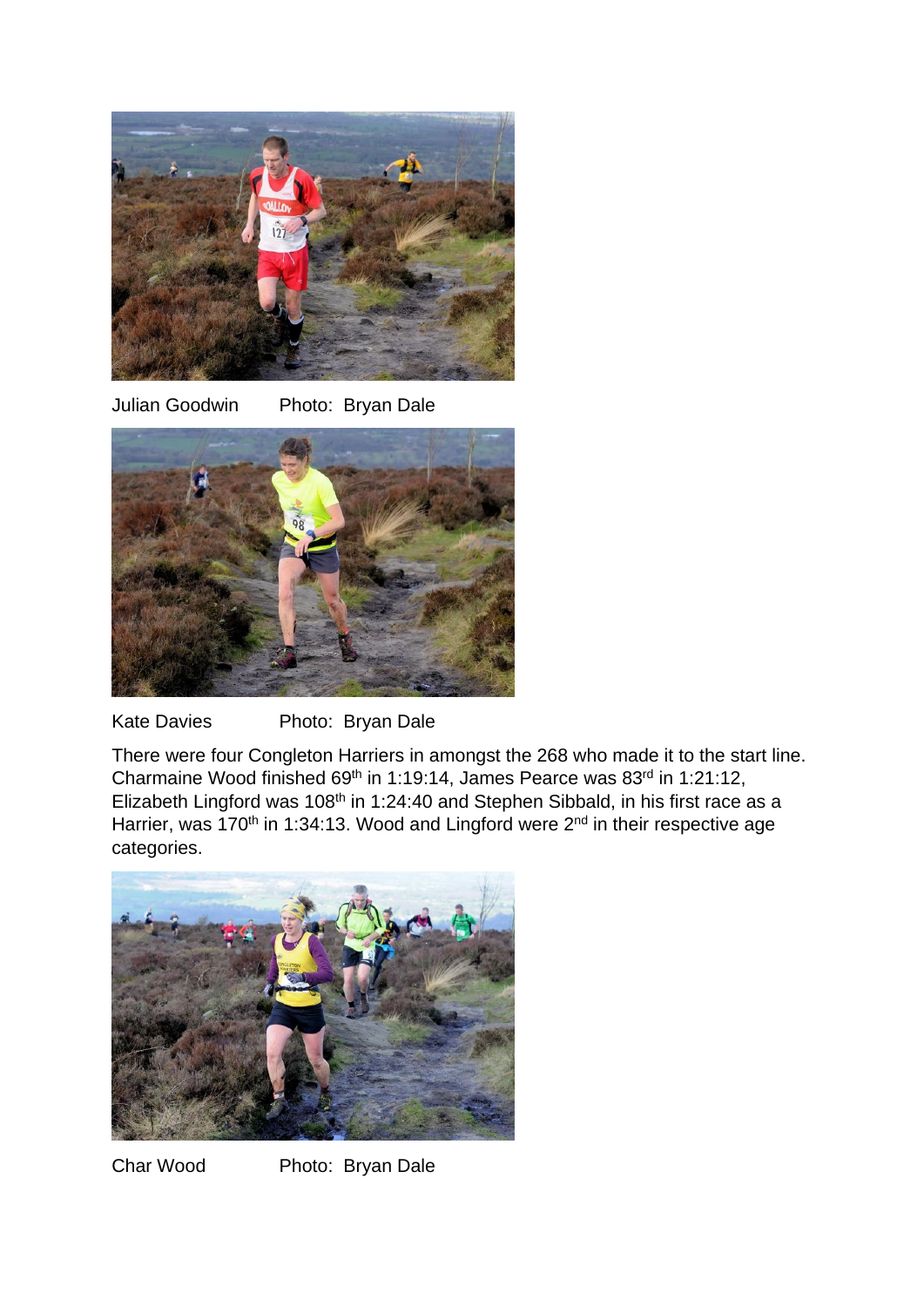Julian Goodwin Photo: Bryan Dale

Kate Davies Photo: Bryan Dale

There were four Congleton Harriers in amongst the 268 who made it to the start line. Charmaine Wood finished 69th in 1:19:14, James Pearce was 83rd in 1:21:12, Elizabeth Lingford was 108th in 1:24:40 and Stephen Sibbald, in his first race as a Harrier, was 170th in 1:34:13. Wood and Lingford were 2nd in their respective age categories.

Char Wood Photo: Bryan Dale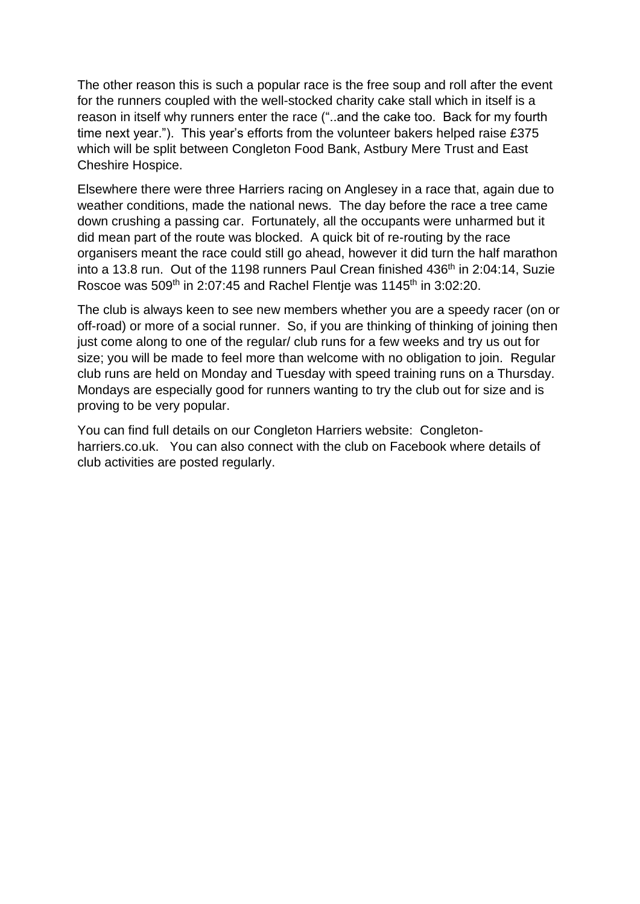The other reason this is such a popular race is the free soup and roll after the event for the runners coupled with the well-stocked charity cake stall which in itself is a reason in itself why runners enter the race ("..and the cake too. Back for my fourth time next year."). This year's efforts from the volunteer bakers helped raise £375 which will be split between Congleton Food Bank, Astbury Mere Trust and East Cheshire Hospice.

Elsewhere there were three Harriers racing on Anglesey in a race that, again due to weather conditions, made the national news. The day before the race a tree came down crushing a passing car. Fortunately, all the occupants were unharmed but it did mean part of the route was blocked. A quick bit of re-routing by the race organisers meant the race could still go ahead, however it did turn the half marathon into a 13.8 run. Out of the 1198 runners Paul Crean finished 436th in 2:04:14, Suzie Roscoe was 509th in 2:07:45 and Rachel Flentje was 1145th in 3:02:20.

The club is always keen to see new members whether you are a speedy racer (on or off-road) or more of a social runner. So, if you are thinking of thinking of joining then just come along to one of the regular/ club runs for a few weeks and try us out for size; you will be made to feel more than welcome with no obligation to join. Regular club runs are held on Monday and Tuesday with speed training runs on a Thursday. Mondays are especially good for runners wanting to try the club out for size and is proving to be very popular.

You can find full details on our Congleton Harriers website: Congleton-harriers.co.uk. You can also connect with the club on Facebook where details of club activities are posted regularly.